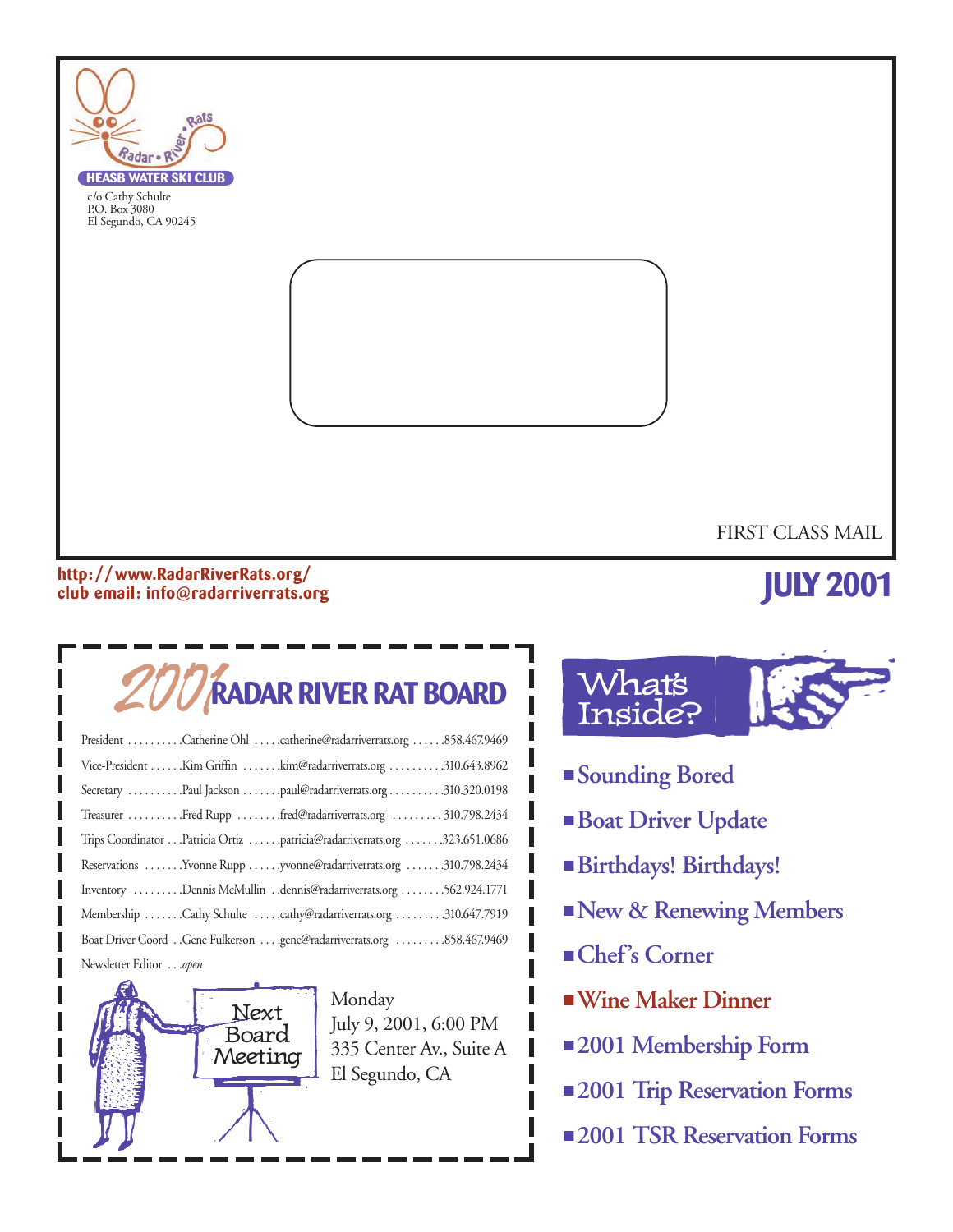Radar • River • Rats

**HEASB WATER SKI CLUB**

c/o Cathy Schulte
P.O. Box 3080
El Segundo, CA 90245

FIRST CLASS MAIL

**http://www.RadarRiverRats.org/**
**club email: info@radarriverrats.org**

# JULY 2001

## 2001 RADAR RIVER RAT BOARD

| Position | Name | Email | Phone |
|---|---|---|---|
| President | Catherine Ohl | catherine@radarriverrats.org | 858.467.9469 |
| Vice-President | Kim Griffin | kim@radarriverrats.org | 310.643.8962 |
| Secretary | Paul Jackson | paul@radarriverrats.org | 310.320.0198 |
| Treasurer | Fred Rupp | fred@radarriverrats.org | 310.798.2434 |
| Trips Coordinator | Patricia Ortiz | patricia@radarriverrats.org | 323.651.0686 |
| Reservations | Yvonne Rupp | yvonne@radarriverrats.org | 310.798.2434 |
| Inventory | Dennis McMullin | dennis@radarriverrats.org | 562.924.1771 |
| Membership | Cathy Schulte | cathy@radarriverrats.org | 310.647.7919 |
| Boat Driver Coord | Gene Fulkerson | gene@radarriverrats.org | 858.467.9469 |
| Newsletter Editor | *open* | | |

**Next Board Meeting**

Monday
July 9, 2001, 6:00 PM
335 Center Av., Suite A
El Segundo, CA

## What's Inside?

- **Sounding Bored**
- **Boat Driver Update**
- **Birthdays! Birthdays!**
- **New & Renewing Members**
- **Chef's Corner**
- **Wine Maker Dinner**
- **2001 Membership Form**
- **2001 Trip Reservation Forms**
- **2001 TSR Reservation Forms**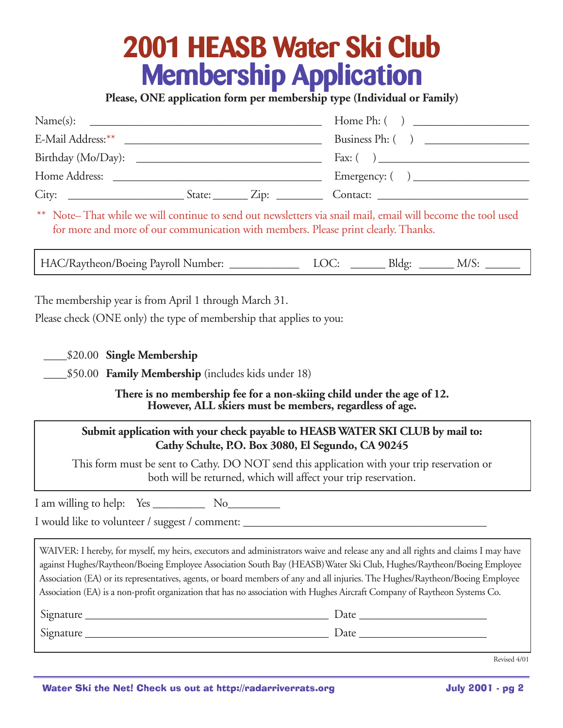# 2001 HEASB Water Ski Club
# Membership Application

**Please, ONE application form per membership type (Individual or Family)**

Name(s): ________________________________________ Home Ph: (    ) ____________________

E-Mail Address:** __________________________________ Business Ph: (    ) __________________

Birthday (Mo/Day): _________________________________ Fax: (    ) ___________________________

Home Address: ____________________________________ Emergency: (    ) ____________________

City: ____________________ State: ______ Zip: ________ Contact: __________________________

** Note– That while we will continue to send out newsletters via snail mail, email will become the tool used for more and more of our communication with members. Please print clearly. Thanks.

HAC/Raytheon/Boeing Payroll Number: ____________ LOC: ______ Bldg: ______ M/S: ______

The membership year is from April 1 through March 31.

Please check (ONE only) the type of membership that applies to you:

____$20.00 **Single Membership**

____$50.00 **Family Membership** (includes kids under 18)

**There is no membership fee for a non-skiing child under the age of 12.**
**However, ALL skiers must be members, regardless of age.**

**Submit application with your check payable to HEASB WATER SKI CLUB by mail to:**
**Cathy Schulte, P.O. Box 3080, El Segundo, CA 90245**

This form must be sent to Cathy. DO NOT send this application with your trip reservation or both will be returned, which will affect your trip reservation.

I am willing to help: Yes _________ No_________

I would like to volunteer / suggest / comment: __________________________________________

WAIVER: I hereby, for myself, my heirs, executors and administrators waive and release any and all rights and claims I may have against Hughes/Raytheon/Boeing Employee Association South Bay (HEASB) Water Ski Club, Hughes/Raytheon/Boeing Employee Association (EA) or its representatives, agents, or board members of any and all injuries. The Hughes/Raytheon/Boeing Employee Association (EA) is a non-profit organization that has no association with Hughes Aircraft Company of Raytheon Systems Co.

Signature ____________________________________________ Date ______________________

Signature ____________________________________________ Date ______________________

Revised 4/01

Water Ski the Net! Check us out at http://radarriverrats.org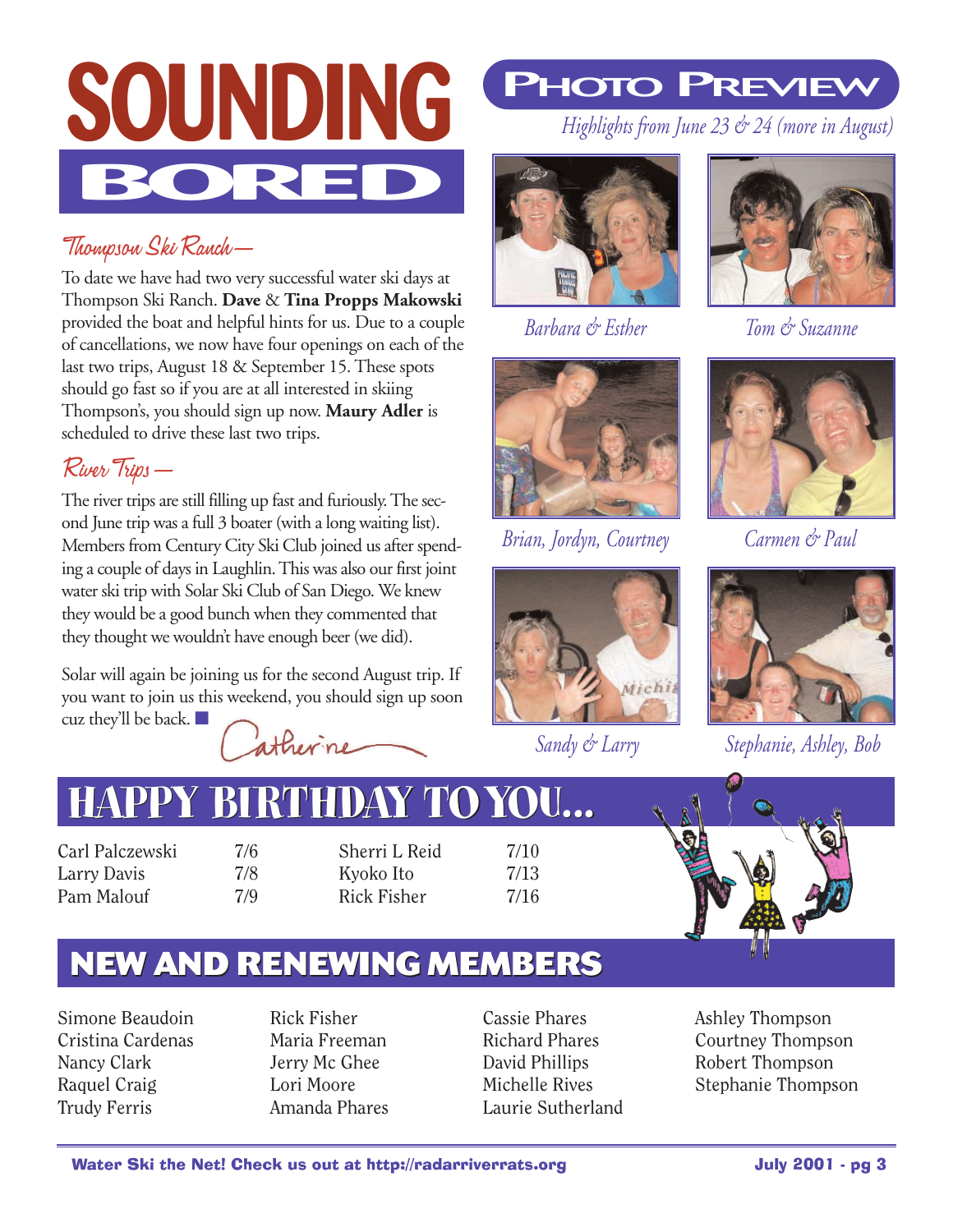# SOUNDING BORED

## Thompson Ski Ranch—

To date we have had two very successful water ski days at Thompson Ski Ranch. **Dave** & **Tina Propps Makowski** provided the boat and helpful hints for us. Due to a couple of cancellations, we now have four openings on each of the last two trips, August 18 & September 15. These spots should go fast so if you are at all interested in skiing Thompson's, you should sign up now. **Maury Adler** is scheduled to drive these last two trips.

## River Trips —

The river trips are still filling up fast and furiously. The second June trip was a full 3 boater (with a long waiting list). Members from Century City Ski Club joined us after spending a couple of days in Laughlin. This was also our first joint water ski trip with Solar Ski Club of San Diego. We knew they would be a good bunch when they commented that they thought we wouldn't have enough beer (we did).

Solar will again be joining us for the second August trip. If you want to join us this weekend, you should sign up soon cuz they'll be back. ■

Catherine

# PHOTO PREVIEW

*Highlights from June 23 & 24 (more in August)*

*Barbara & Esther*

*Tom & Suzanne*

*Brian, Jordyn, Courtney*

*Carmen & Paul*

*Sandy & Larry*

*Stephanie, Ashley, Bob*

# HAPPY BIRTHDAY TO YOU...

| Name | Date | Name | Date |
|---|---|---|---|
| Carl Palczewski | 7/6 | Sherri L Reid | 7/10 |
| Larry Davis | 7/8 | Kyoko Ito | 7/13 |
| Pam Malouf | 7/9 | Rick Fisher | 7/16 |

# NEW AND RENEWING MEMBERS

Simone Beaudoin
Cristina Cardenas
Nancy Clark
Raquel Craig
Trudy Ferris
Rick Fisher
Maria Freeman
Jerry Mc Ghee
Lori Moore
Amanda Phares
Cassie Phares
Richard Phares
David Phillips
Michelle Rives
Laurie Sutherland
Ashley Thompson
Courtney Thompson
Robert Thompson
Stephanie Thompson

**Water Ski the Net! Check us out at http://radarriverrats.org**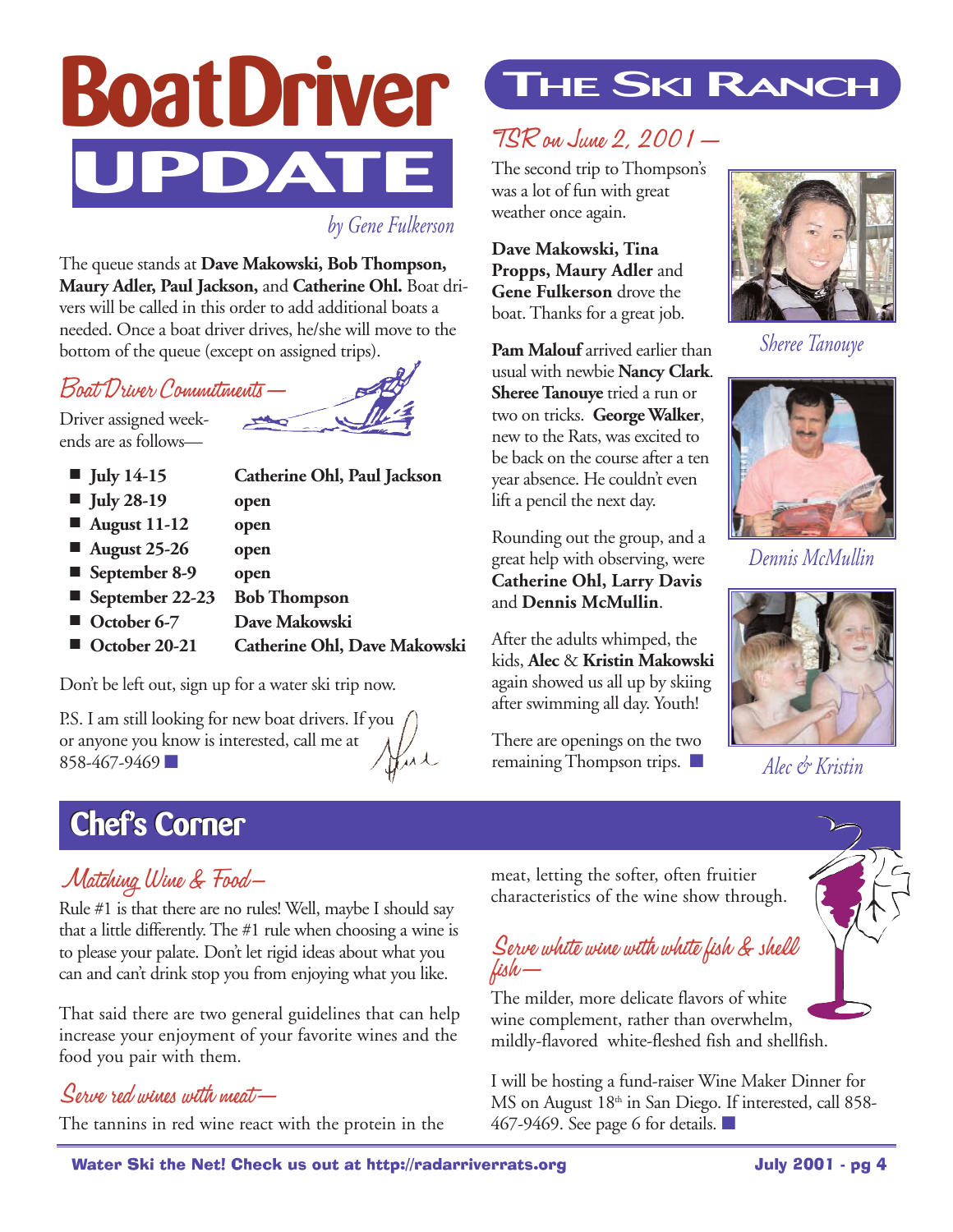# Boat Driver UPDATE

*by Gene Fulkerson*

The queue stands at **Dave Makowski, Bob Thompson, Maury Adler, Paul Jackson,** and **Catherine Ohl.** Boat drivers will be called in this order to add additional boats a needed. Once a boat driver drives, he/she will move to the bottom of the queue (except on assigned trips).

### Boat Driver Commitments—

Driver assigned weekends are as follows—

- **July 14-15** — **Catherine Ohl, Paul Jackson**
- **July 28-19** — **open**
- **August 11-12** — **open**
- **August 25-26** — **open**
- **September 8-9** — **open**
- **September 22-23** — **Bob Thompson**
- **October 6-7** — **Dave Makowski**
- **October 20-21** — **Catherine Ohl, Dave Makowski**

Don't be left out, sign up for a water ski trip now.

P.S. I am still looking for new boat drivers. If you or anyone you know is interested, call me at 858-467-9469 ■

# THE SKI RANCH

### TSR on June 2, 2001—

The second trip to Thompson's was a lot of fun with great weather once again.

**Dave Makowski, Tina Propps, Maury Adler** and **Gene Fulkerson** drove the boat. Thanks for a great job.

**Pam Malouf** arrived earlier than usual with newbie **Nancy Clark**. **Sheree Tanouye** tried a run or two on tricks. **George Walker**, new to the Rats, was excited to be back on the course after a ten year absence. He couldn't even lift a pencil the next day.

Rounding out the group, and a great help with observing, were **Catherine Ohl, Larry Davis** and **Dennis McMullin**.

After the adults whimped, the kids, **Alec** & **Kristin Makowski** again showed us all up by skiing after swimming all day. Youth!

There are openings on the two remaining Thompson trips. ■

*Sheree Tanouye*

*Dennis McMullin*

*Alec & Kristin*

# Chef's Corner

### Matching Wine & Food—

Rule #1 is that there are no rules! Well, maybe I should say that a little differently. The #1 rule when choosing a wine is to please your palate. Don't let rigid ideas about what you can and can't drink stop you from enjoying what you like.

That said there are two general guidelines that can help increase your enjoyment of your favorite wines and the food you pair with them.

### Serve red wines with meat—

The tannins in red wine react with the protein in the meat, letting the softer, often fruitier characteristics of the wine show through.

### Serve white wine with white fish & shell fish—

The milder, more delicate flavors of white wine complement, rather than overwhelm, mildly-flavored white-fleshed fish and shellfish.

I will be hosting a fund-raiser Wine Maker Dinner for MS on August 18th in San Diego. If interested, call 858-467-9469. See page 6 for details. ■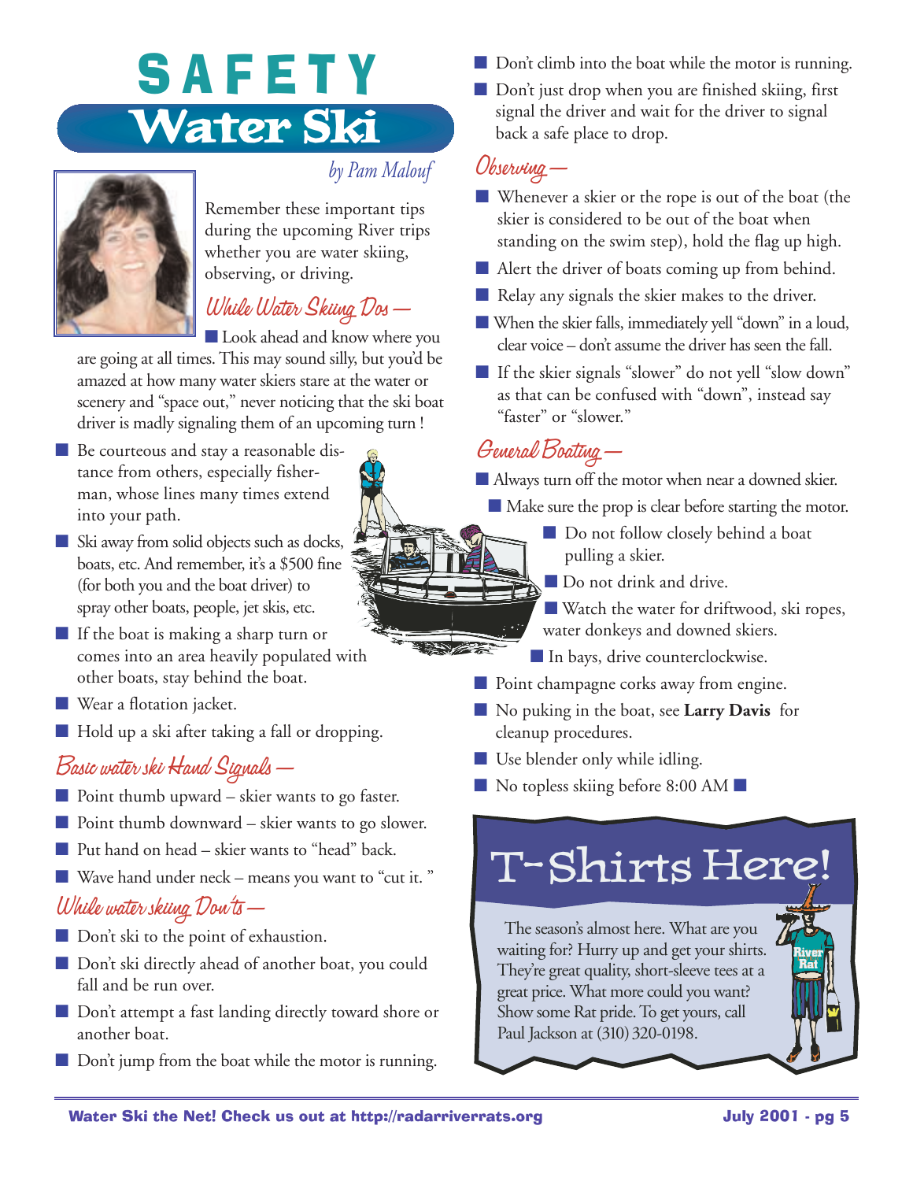# SAFETY

## Water Ski

*by Pam Malouf*

Remember these important tips during the upcoming River trips whether you are water skiing, observing, or driving.

### While Water Skiing Dos —

- Look ahead and know where you are going at all times. This may sound silly, but you'd be amazed at how many water skiers stare at the water or scenery and "space out," never noticing that the ski boat driver is madly signaling them of an upcoming turn !
- Be courteous and stay a reasonable distance from others, especially fisherman, whose lines many times extend into your path.
- Ski away from solid objects such as docks, boats, etc. And remember, it's a $500 fine (for both you and the boat driver) to spray other boats, people, jet skis, etc.
- If the boat is making a sharp turn or comes into an area heavily populated with other boats, stay behind the boat.
- Wear a flotation jacket.
- Hold up a ski after taking a fall or dropping.

### Basic water ski Hand Signals —

- Point thumb upward – skier wants to go faster.
- Point thumb downward – skier wants to go slower.
- Put hand on head – skier wants to "head" back.
- Wave hand under neck – means you want to "cut it. "

### While water skiing Don'ts —

- Don't ski to the point of exhaustion.
- Don't ski directly ahead of another boat, you could fall and be run over.
- Don't attempt a fast landing directly toward shore or another boat.
- Don't jump from the boat while the motor is running.
- Don't climb into the boat while the motor is running.
- Don't just drop when you are finished skiing, first signal the driver and wait for the driver to signal back a safe place to drop.

### Observing —

- Whenever a skier or the rope is out of the boat (the skier is considered to be out of the boat when standing on the swim step), hold the flag up high.
- Alert the driver of boats coming up from behind.
- Relay any signals the skier makes to the driver.
- When the skier falls, immediately yell "down" in a loud, clear voice – don't assume the driver has seen the fall.
- If the skier signals "slower" do not yell "slow down" as that can be confused with "down", instead say "faster" or "slower."

### General Boating —

- Always turn off the motor when near a downed skier.
- Make sure the prop is clear before starting the motor.
- Do not follow closely behind a boat pulling a skier.
- Do not drink and drive.
- Watch the water for driftwood, ski ropes, water donkeys and downed skiers.
- In bays, drive counterclockwise.
- Point champagne corks away from engine.
- No puking in the boat, see **Larry Davis** for cleanup procedures.
- Use blender only while idling.
- No topless skiing before 8:00 AM

## T-Shirts Here!

The season's almost here. What are you waiting for? Hurry up and get your shirts. They're great quality, short-sleeve tees at a great price. What more could you want? Show some Rat pride. To get yours, call Paul Jackson at (310) 320-0198.

**Water Ski the Net! Check us out at http://radarriverrats.org**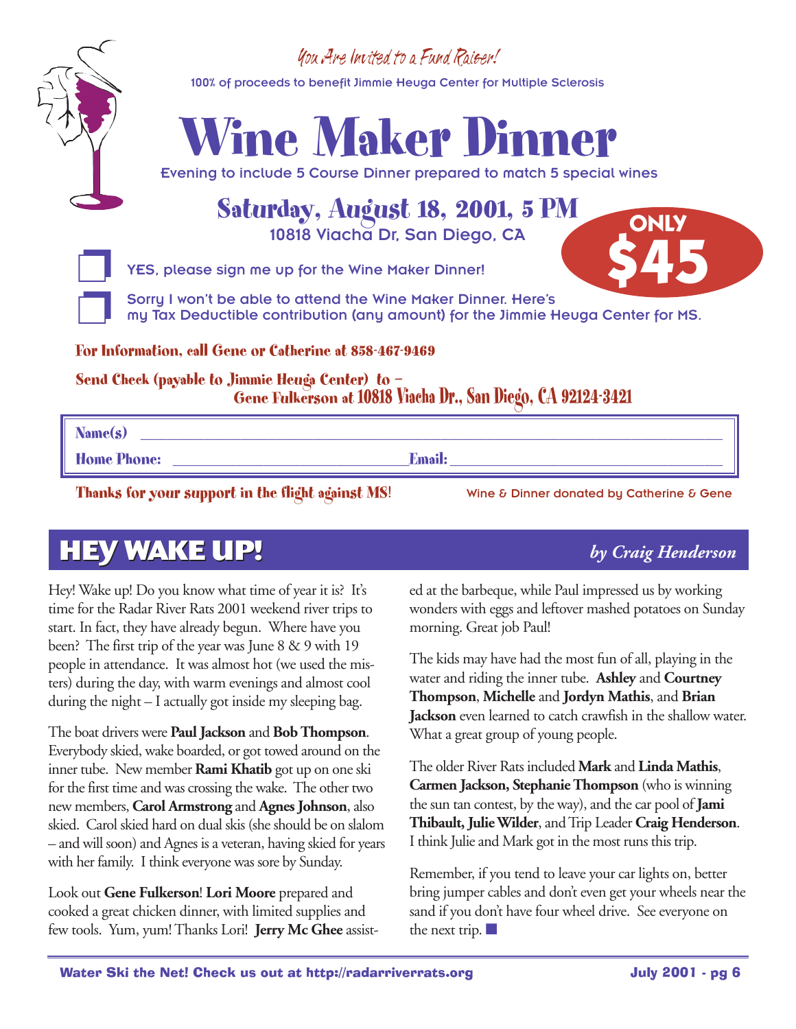*You Are Invited to a Fund Raiser!*

100% of proceeds to benefit Jimmie Heuga Center for Multiple Sclerosis

# Wine Maker Dinner

Evening to include 5 Course Dinner prepared to match 5 special wines

## Saturday, August 18, 2001, 5 PM

10818 Viacha Dr, San Diego, CA

**ONLY $45**

☐ YES, please sign me up for the Wine Maker Dinner!

☐ Sorry I won't be able to attend the Wine Maker Dinner. Here's my Tax Deductible contribution (any amount) for the Jimmie Heuga Center for MS.

**For Information, call Gene or Catherine at 858-467-9469**

**Send Check (payable to Jimmie Heuga Center) to – Gene Fulkerson at 10818 Viacha Dr., San Diego, CA 92124-3421**

Name(s) ______________________________

Home Phone: ______________________________ Email: ______________________________

**Thanks for your support in the flight against MS!**

Wine & Dinner donated by Catherine & Gene

## HEY WAKE UP!

*by Craig Henderson*

Hey! Wake up! Do you know what time of year it is? It's time for the Radar River Rats 2001 weekend river trips to start. In fact, they have already begun. Where have you been? The first trip of the year was June 8 & 9 with 19 people in attendance. It was almost hot (we used the misters) during the day, with warm evenings and almost cool during the night – I actually got inside my sleeping bag.

The boat drivers were **Paul Jackson** and **Bob Thompson**. Everybody skied, wake boarded, or got towed around on the inner tube. New member **Rami Khatib** got up on one ski for the first time and was crossing the wake. The other two new members, **Carol Armstrong** and **Agnes Johnson**, also skied. Carol skied hard on dual skis (she should be on slalom – and will soon) and Agnes is a veteran, having skied for years with her family. I think everyone was sore by Sunday.

Look out **Gene Fulkerson**! **Lori Moore** prepared and cooked a great chicken dinner, with limited supplies and few tools. Yum, yum! Thanks Lori! **Jerry Mc Ghee** assisted at the barbeque, while Paul impressed us by working wonders with eggs and leftover mashed potatoes on Sunday morning. Great job Paul!

The kids may have had the most fun of all, playing in the water and riding the inner tube. **Ashley** and **Courtney Thompson**, **Michelle** and **Jordyn Mathis**, and **Brian Jackson** even learned to catch crawfish in the shallow water. What a great group of young people.

The older River Rats included **Mark** and **Linda Mathis**, **Carmen Jackson, Stephanie Thompson** (who is winning the sun tan contest, by the way), and the car pool of **Jami Thibault, Julie Wilder**, and Trip Leader **Craig Henderson**. I think Julie and Mark got in the most runs this trip.

Remember, if you tend to leave your car lights on, better bring jumper cables and don't even get your wheels near the sand if you don't have four wheel drive. See everyone on the next trip. ■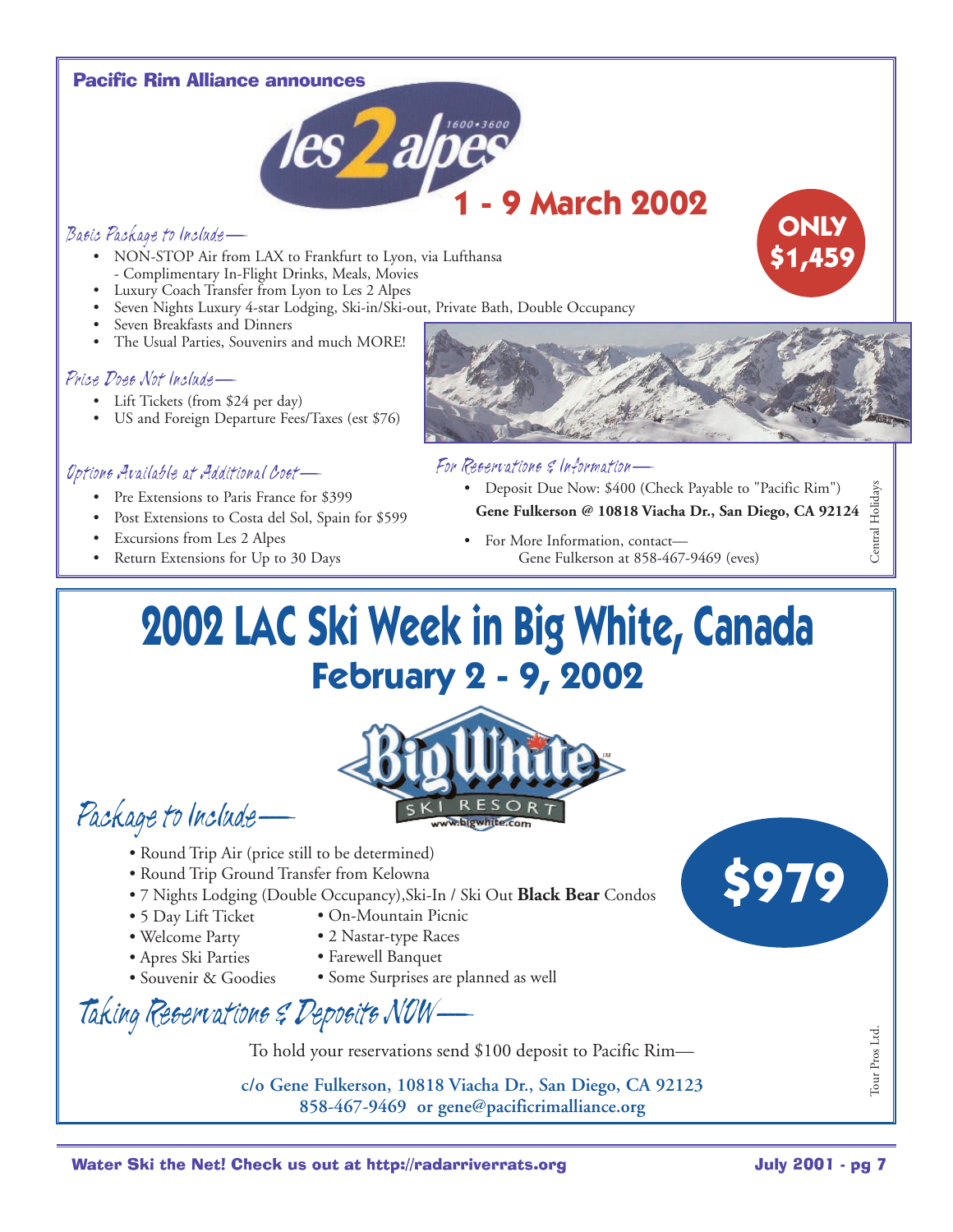**Pacific Rim Alliance announces**

# les 2 alpes

1600 • 3600

## 1 - 9 March 2002

**ONLY $1,459**

*Basic Package to Include—*

- NON-STOP Air from LAX to Frankfurt to Lyon, via Lufthansa
  - Complimentary In-Flight Drinks, Meals, Movies
- Luxury Coach Transfer from Lyon to Les 2 Alpes
- Seven Nights Luxury 4-star Lodging, Ski-in/Ski-out, Private Bath, Double Occupancy
- Seven Breakfasts and Dinners
- The Usual Parties, Souvenirs and much MORE!

*Price Does Not Include—*

- Lift Tickets (from $24 per day)
- US and Foreign Departure Fees/Taxes (est $76)

*Options Available at Additional Cost—*

- Pre Extensions to Paris France for $399
- Post Extensions to Costa del Sol, Spain for $599
- Excursions from Les 2 Alpes
- Return Extensions for Up to 30 Days

*For Reservations & Information—*

- Deposit Due Now: $400 (Check Payable to "Pacific Rim")

  **Gene Fulkerson @ 10818 Viacha Dr., San Diego, CA 92124**

- For More Information, contact—
  Gene Fulkerson at 858-467-9469 (eves)

Central Holidays

# 2002 LAC Ski Week in Big White, Canada

## February 2 - 9, 2002

Big White SKI RESORT www.bigwhite.com

*Package to Include—*

- Round Trip Air (price still to be determined)
- Round Trip Ground Transfer from Kelowna
- 7 Nights Lodging (Double Occupancy),Ski-In / Ski Out **Black Bear** Condos
- 5 Day Lift Ticket
- Welcome Party
- Apres Ski Parties
- Souvenir & Goodies
- On-Mountain Picnic
- 2 Nastar-type Races
- Farewell Banquet
- Some Surprises are planned as well

**$979**

*Taking Reservations & Deposits NOW—*

To hold your reservations send $100 deposit to Pacific Rim—

**c/o Gene Fulkerson, 10818 Viacha Dr., San Diego, CA 92123**
**858-467-9469 or gene@pacificrimalliance.org**

Tour Pros Ltd.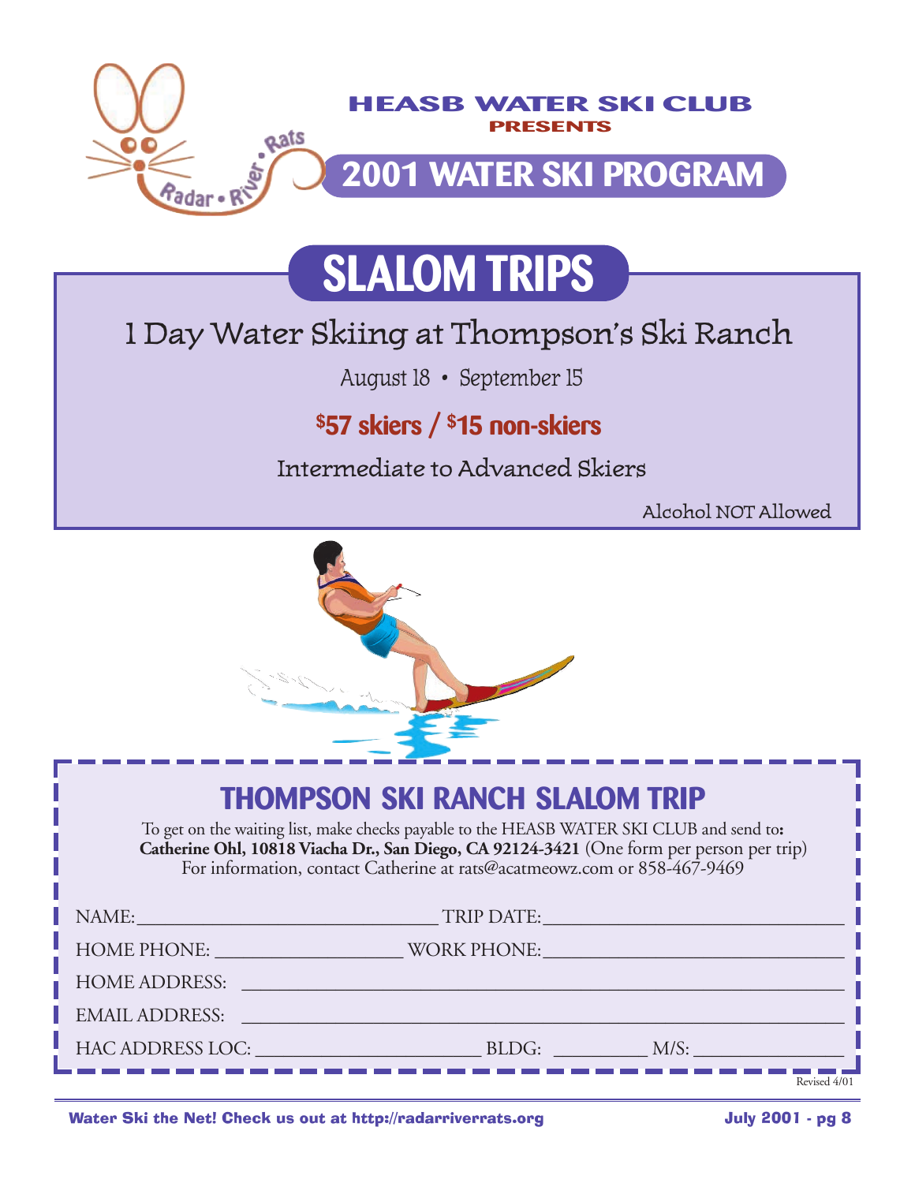HEASB WATER SKI CLUB
PRESENTS

# 2001 WATER SKI PROGRAM

# SLALOM TRIPS

## 1 Day Water Skiing at Thompson's Ski Ranch

August 18 • September 15

**$57 skiers / $15 non-skiers**

Intermediate to Advanced Skiers

Alcohol NOT Allowed

## THOMPSON SKI RANCH SLALOM TRIP

To get on the waiting list, make checks payable to the HEASB WATER SKI CLUB and send to: **Catherine Ohl, 10818 Viacha Dr., San Diego, CA 92124-3421** (One form per person per trip)
For information, contact Catherine at rats@acatmeowz.com or 858-467-9469

NAME: ______________________________ TRIP DATE: ______________________________

HOME PHONE: __________________ WORK PHONE: ______________________________

HOME ADDRESS: ____________________________________________________________

EMAIL ADDRESS: ____________________________________________________________

HAC ADDRESS LOC: ______________________ BLDG: _________ M/S: _______________

Revised 4/01

Water Ski the Net! Check us out at http://radarriverrats.org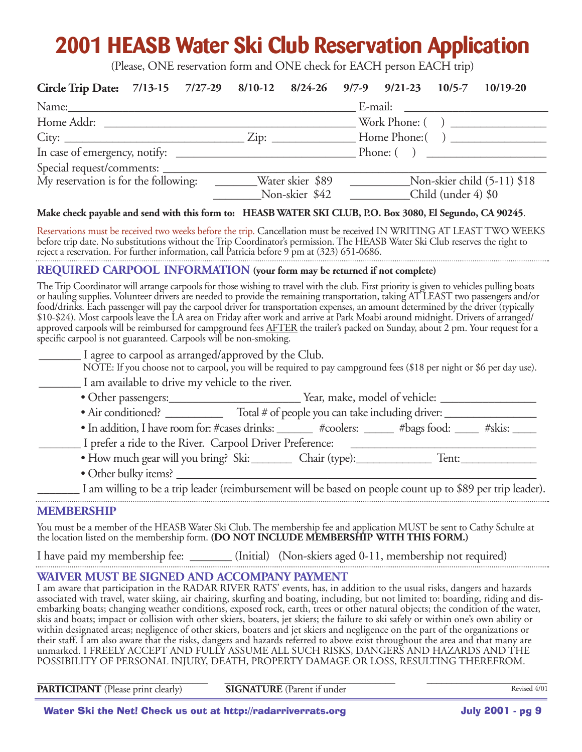# 2001 HEASB Water Ski Club Reservation Application

(Please, ONE reservation form and ONE check for EACH person EACH trip)

**Circle Trip Date: 7/13-15 7/27-29 8/10-12 8/24-26 9/7-9 9/21-23 10/5-7 10/19-20**

Name:_______________________________________________ E-mail: ______________________

Home Addr: __________________________________________ Work Phone: ( ) _______________

City: ____________________________ Zip: _____________ Home Phone:( ) _______________

In case of emergency, notify: ____________________________ Phone: ( ) __________________

Special request/comments: ____________________________________________________________

My reservation is for the following: _______Water skier $89 __________Non-skier child (5-11) $18

________Non-skier $42 __________Child (under 4) $0

**Make check payable and send with this form to: HEASB WATER SKI CLUB, P.O. Box 3080, El Segundo, CA 90245**.

Reservations must be received two weeks before the trip. Cancellation must be received IN WRITING AT LEAST TWO WEEKS before trip date. No substitutions without the Trip Coordinator's permission. The HEASB Water Ski Club reserves the right to reject a reservation. For further information, call Patricia before 9 pm at (323) 651-0686.

## REQUIRED CARPOOL INFORMATION (your form may be returned if not complete)

The Trip Coordinator will arrange carpools for those wishing to travel with the club. First priority is given to vehicles pulling boats or hauling supplies. Volunteer drivers are needed to provide the remaining transportation, taking AT LEAST two passengers and/or food/drinks. Each passenger will pay the carpool driver for transportation expenses, an amount determined by the driver (typically $10-$24). Most carpools leave the LA area on Friday after work and arrive at Park Moabi around midnight. Drivers of arranged/approved carpools will be reimbursed for campground fees AFTER the trailer's packed on Sunday, about 2 pm. Your request for a specific carpool is not guaranteed. Carpools will be non-smoking.

_______ I agree to carpool as arranged/approved by the Club.

NOTE: If you choose not to carpool, you will be required to pay campground fees ($18 per night or $6 per day use).

_______ I am available to drive my vehicle to the river.

- Other passengers:______________________ Year, make, model of vehicle: ________________
- Air conditioned? __________ Total # of people you can take including driver: _______________
- In addition, I have room for: #cases drinks: ______ #coolers: _____ #bags food: ____ #skis: ____

_______ I prefer a ride to the River. Carpool Driver Preference: _______________________________

- How much gear will you bring? Ski:_______ Chair (type):_____________ Tent:_____________
- Other bulky items? ___________________________________________________________

_______ I am willing to be a trip leader (reimbursement will be based on people count up to $89 per trip leader).

## MEMBERSHIP

You must be a member of the HEASB Water Ski Club. The membership fee and application MUST be sent to Cathy Schulte at the location listed on the membership form. **(DO NOT INCLUDE MEMBERSHIP WITH THIS FORM.)**

I have paid my membership fee: _______ (Initial) (Non-skiers aged 0-11, membership not required)

## WAIVER MUST BE SIGNED AND ACCOMPANY PAYMENT

I am aware that participation in the RADAR RIVER RATS' events, has, in addition to the usual risks, dangers and hazards associated with travel, water skiing, air chairing, skurfing and boating, including, but not limited to: boarding, riding and disembarking boats; changing weather conditions, exposed rock, earth, trees or other natural objects; the condition of the water, skis and boats; impact or collision with other skiers, boaters, jet skiers; the failure to ski safely or within one's own ability or within designated areas; negligence of other skiers, boaters and jet skiers and negligence on the part of the organizations or their staff. I am also aware that the risks, dangers and hazards referred to above exist throughout the area and that many are unmarked. I FREELY ACCEPT AND FULLY ASSUME ALL SUCH RISKS, DANGERS AND HAZARDS AND THE POSSIBILITY OF PERSONAL INJURY, DEATH, PROPERTY DAMAGE OR LOSS, RESULTING THEREFROM.

______________________________ ______________________________ ______________________

**PARTICIPANT** (Please print clearly) **SIGNATURE** (Parent if under

Revised 4/01

Water Ski the Net! Check us out at http://radarriverrats.org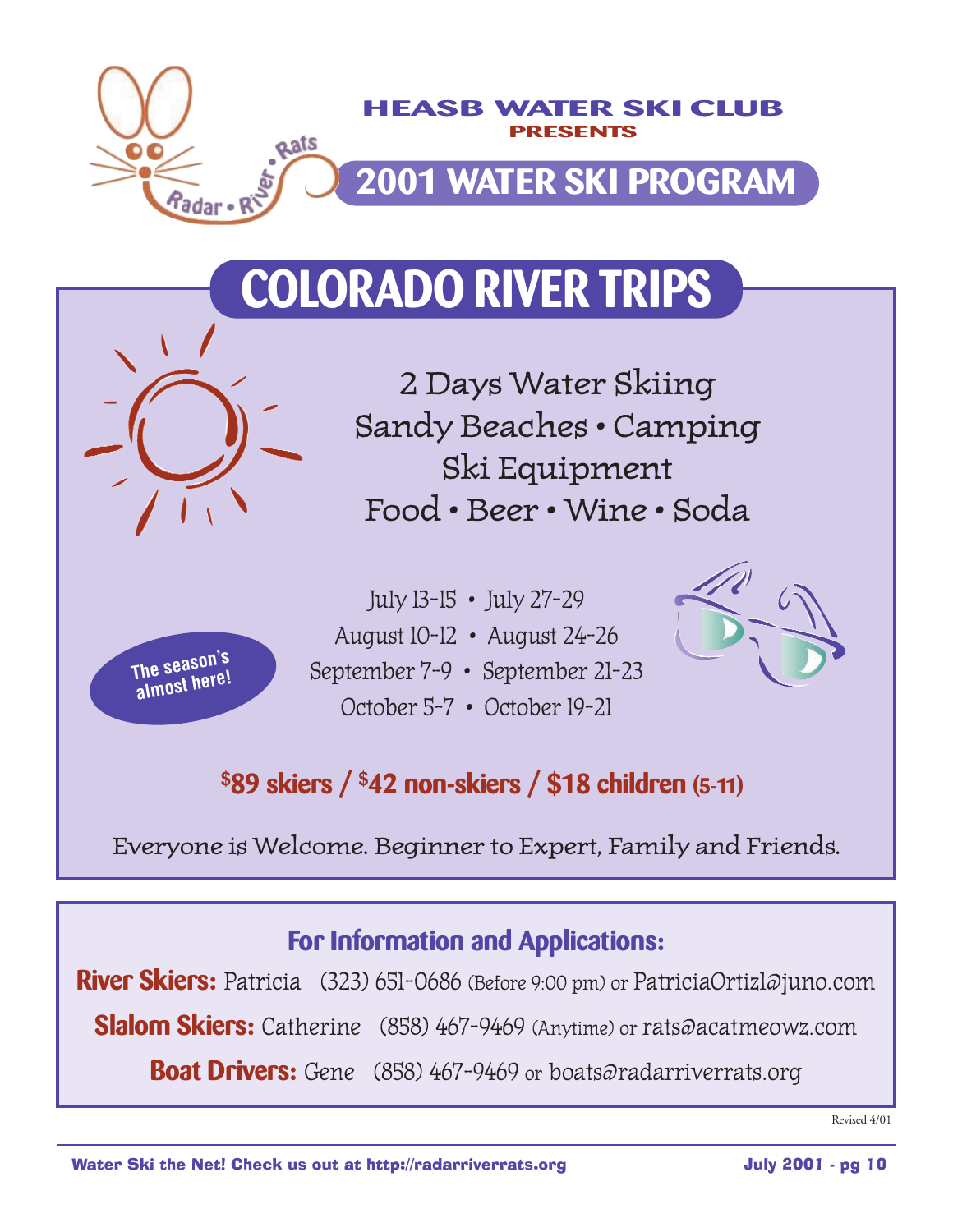Radar • River • Rats

**HEASB WATER SKI CLUB**
**PRESENTS**

# 2001 WATER SKI PROGRAM

## COLORADO RIVER TRIPS

2 Days Water Skiing
Sandy Beaches • Camping
Ski Equipment
Food • Beer • Wine • Soda

The season's almost here!

July 13-15 • July 27-29
August 10-12 • August 24-26
September 7-9 • September 21-23
October 5-7 • October 19-21

**$89 skiers / $42 non-skiers / $18 children (5-11)**

Everyone is Welcome. Beginner to Expert, Family and Friends.

### For Information and Applications:

**River Skiers:** Patricia (323) 651-0686 (Before 9:00 pm) or PatriciaOrtizl@juno.com

**Slalom Skiers:** Catherine (858) 467-9469 (Anytime) or rats@acatmeowz.com

**Boat Drivers:** Gene (858) 467-9469 or boats@radarriverrats.org

Revised 4/01

**Water Ski the Net! Check us out at http://radarriverrats.org**